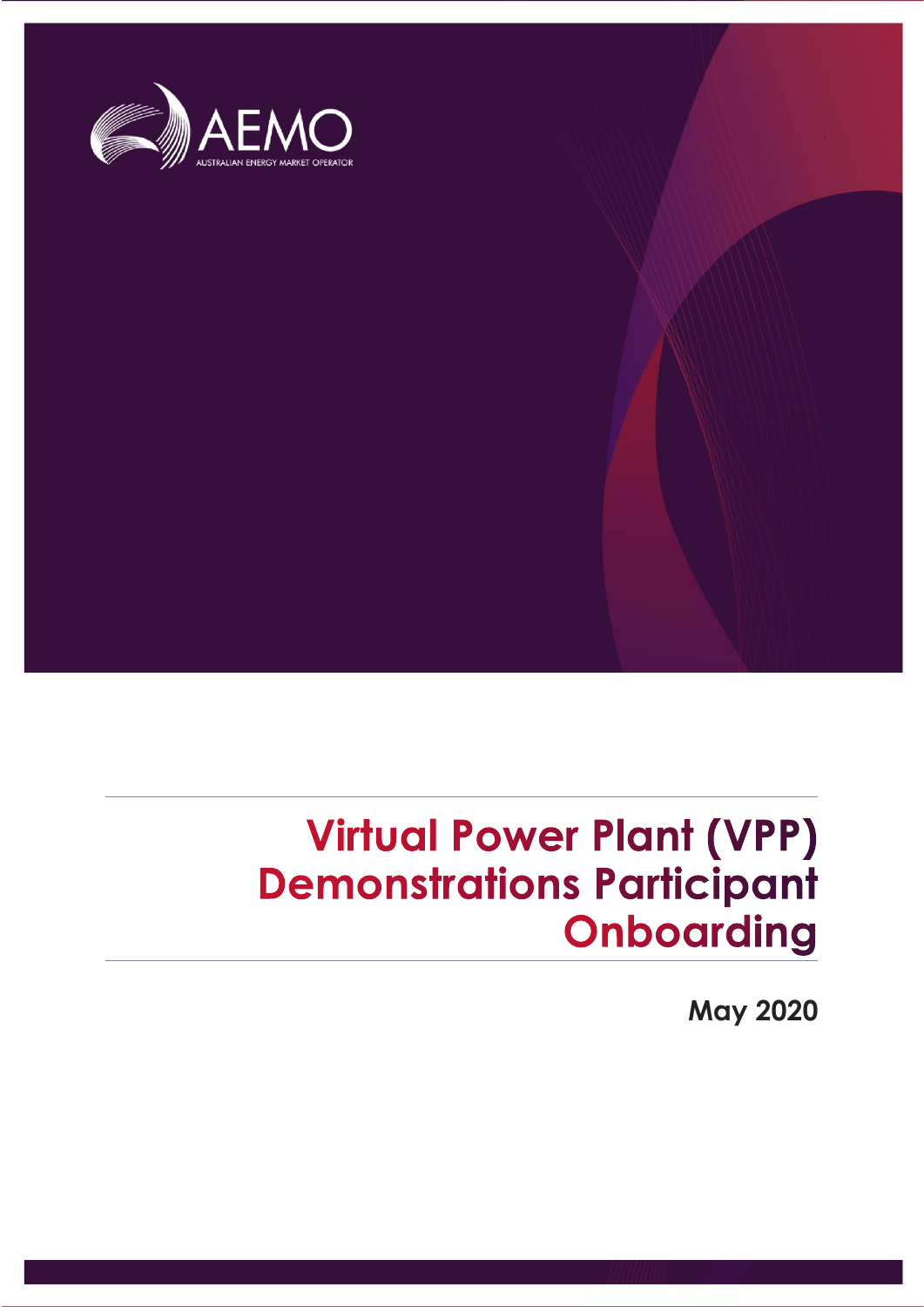AEMO

AUSTRALIAN ENERGY MARKET OPERATOR

# Virtual Power Plant (VPP) Demonstrations Participant Onboarding

**May 2020**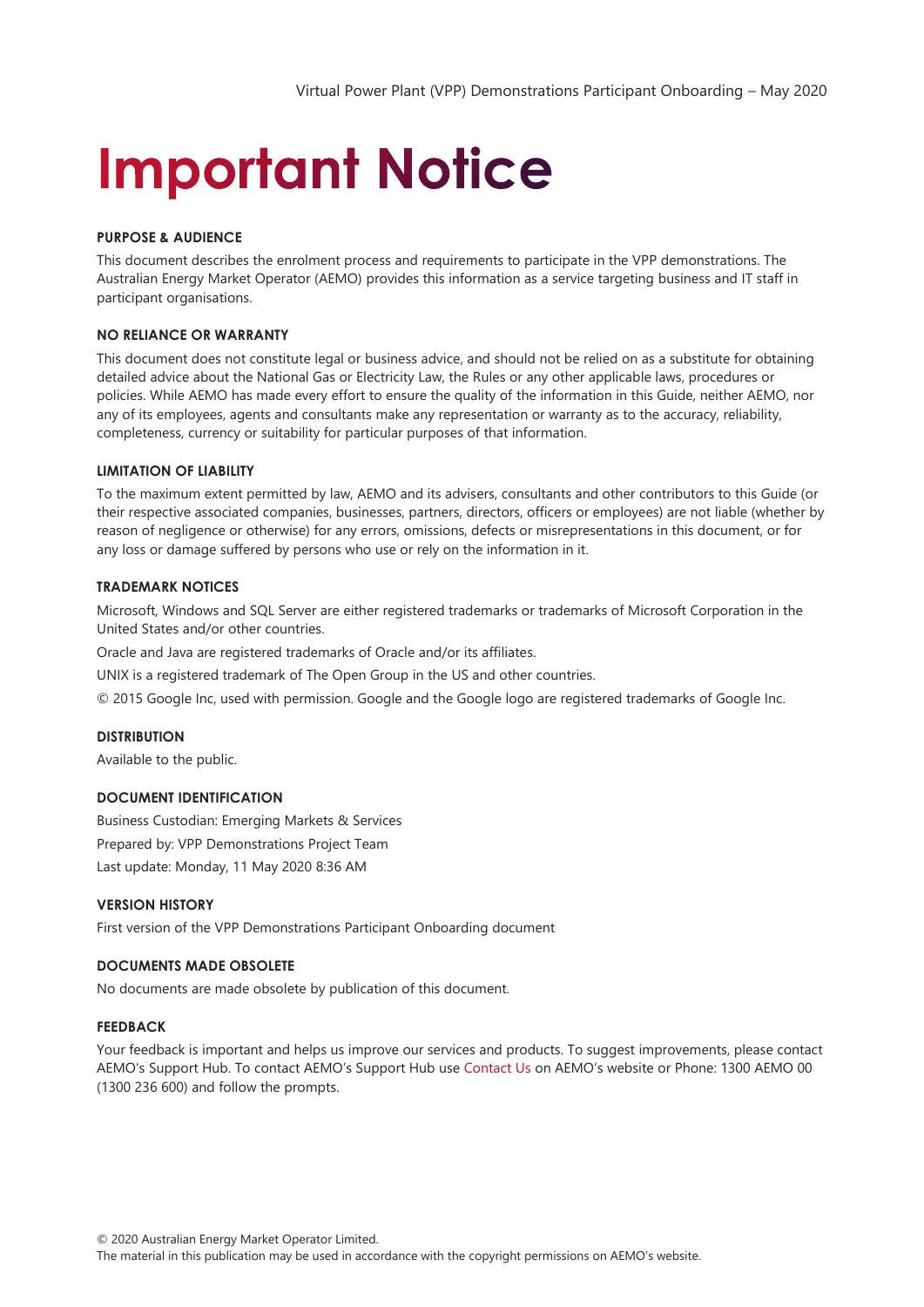# Important Notice

### PURPOSE & AUDIENCE

This document describes the enrolment process and requirements to participate in the VPP demonstrations. The Australian Energy Market Operator (AEMO) provides this information as a service targeting business and IT staff in participant organisations.

### NO RELIANCE OR WARRANTY

This document does not constitute legal or business advice, and should not be relied on as a substitute for obtaining detailed advice about the National Gas or Electricity Law, the Rules or any other applicable laws, procedures or policies. While AEMO has made every effort to ensure the quality of the information in this Guide, neither AEMO, nor any of its employees, agents and consultants make any representation or warranty as to the accuracy, reliability, completeness, currency or suitability for particular purposes of that information.

### LIMITATION OF LIABILITY

To the maximum extent permitted by law, AEMO and its advisers, consultants and other contributors to this Guide (or their respective associated companies, businesses, partners, directors, officers or employees) are not liable (whether by reason of negligence or otherwise) for any errors, omissions, defects or misrepresentations in this document, or for any loss or damage suffered by persons who use or rely on the information in it.

### TRADEMARK NOTICES

Microsoft, Windows and SQL Server are either registered trademarks or trademarks of Microsoft Corporation in the United States and/or other countries.

Oracle and Java are registered trademarks of Oracle and/or its affiliates.

UNIX is a registered trademark of The Open Group in the US and other countries.

© 2015 Google Inc, used with permission. Google and the Google logo are registered trademarks of Google Inc.

### DISTRIBUTION

Available to the public.

### DOCUMENT IDENTIFICATION

Business Custodian: Emerging Markets & Services

Prepared by: VPP Demonstrations Project Team

Last update: Monday, 11 May 2020 8:36 AM

### VERSION HISTORY

First version of the VPP Demonstrations Participant Onboarding document

### DOCUMENTS MADE OBSOLETE

No documents are made obsolete by publication of this document.

### FEEDBACK

Your feedback is important and helps us improve our services and products. To suggest improvements, please contact AEMO's Support Hub. To contact AEMO's Support Hub use Contact Us on AEMO's website or Phone: 1300 AEMO 00 (1300 236 600) and follow the prompts.

© 2020 Australian Energy Market Operator Limited.
The material in this publication may be used in accordance with the copyright permissions on AEMO's website.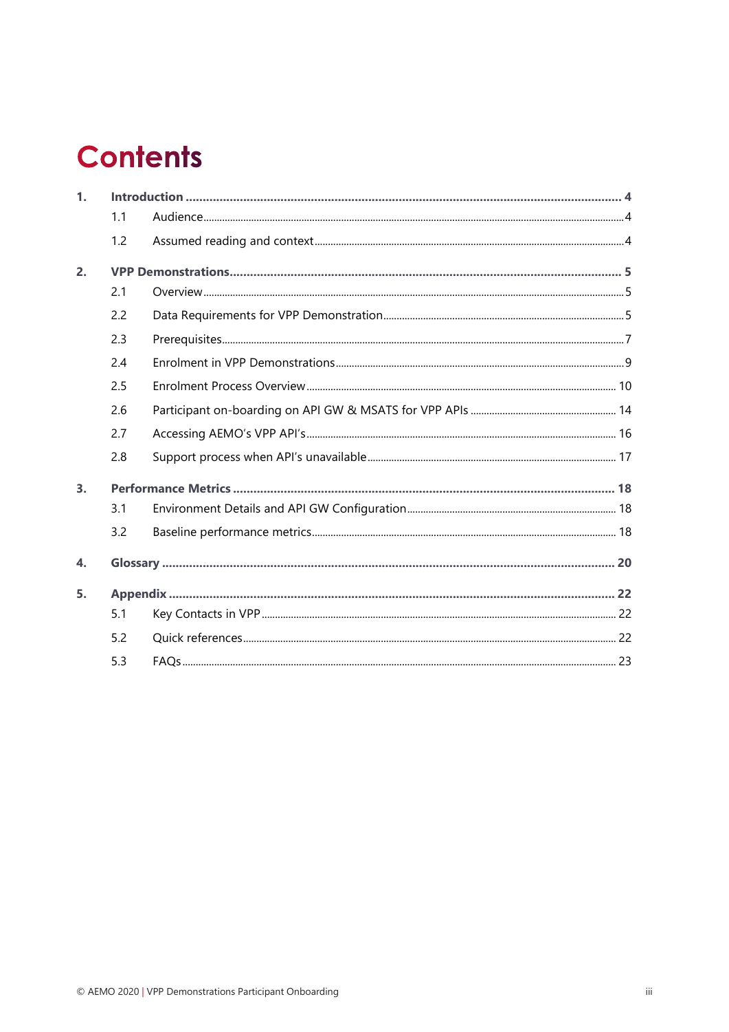# Contents

**1. Introduction** **4**

- 1.1 Audience 4
- 1.2 Assumed reading and context 4

**2. VPP Demonstrations** **5**

- 2.1 Overview 5
- 2.2 Data Requirements for VPP Demonstration 5
- 2.3 Prerequisites 7
- 2.4 Enrolment in VPP Demonstrations 9
- 2.5 Enrolment Process Overview 10
- 2.6 Participant on-boarding on API GW & MSATS for VPP APIs 14
- 2.7 Accessing AEMO's VPP API's 16
- 2.8 Support process when API's unavailable 17

**3. Performance Metrics** **18**

- 3.1 Environment Details and API GW Configuration 18
- 3.2 Baseline performance metrics 18

**4. Glossary** **20**

**5. Appendix** **22**

- 5.1 Key Contacts in VPP 22
- 5.2 Quick references 22
- 5.3 FAQs 23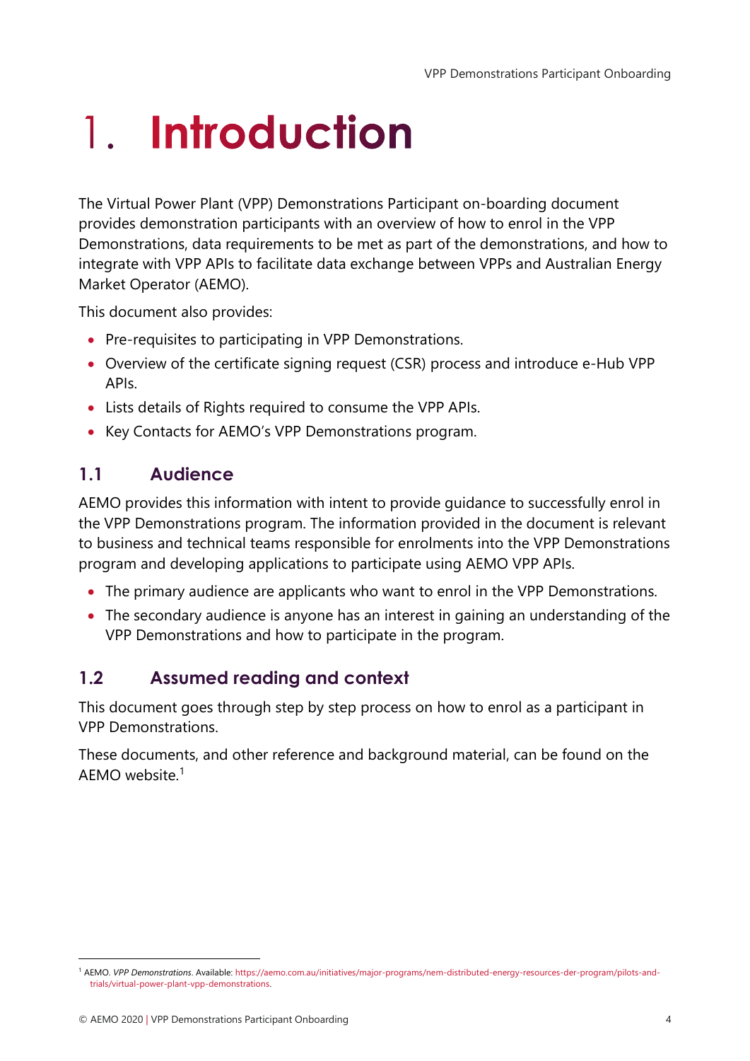# 1. Introduction

The Virtual Power Plant (VPP) Demonstrations Participant on-boarding document provides demonstration participants with an overview of how to enrol in the VPP Demonstrations, data requirements to be met as part of the demonstrations, and how to integrate with VPP APIs to facilitate data exchange between VPPs and Australian Energy Market Operator (AEMO).

This document also provides:

- Pre-requisites to participating in VPP Demonstrations.
- Overview of the certificate signing request (CSR) process and introduce e-Hub VPP APIs.
- Lists details of Rights required to consume the VPP APIs.
- Key Contacts for AEMO's VPP Demonstrations program.

## 1.1 Audience

AEMO provides this information with intent to provide guidance to successfully enrol in the VPP Demonstrations program. The information provided in the document is relevant to business and technical teams responsible for enrolments into the VPP Demonstrations program and developing applications to participate using AEMO VPP APIs.

- The primary audience are applicants who want to enrol in the VPP Demonstrations.
- The secondary audience is anyone has an interest in gaining an understanding of the VPP Demonstrations and how to participate in the program.

## 1.2 Assumed reading and context

This document goes through step by step process on how to enrol as a participant in VPP Demonstrations.

These documents, and other reference and background material, can be found on the AEMO website.[1]

[1] AEMO. *VPP Demonstrations*. Available: https://aemo.com.au/initiatives/major-programs/nem-distributed-energy-resources-der-program/pilots-and-trials/virtual-power-plant-vpp-demonstrations.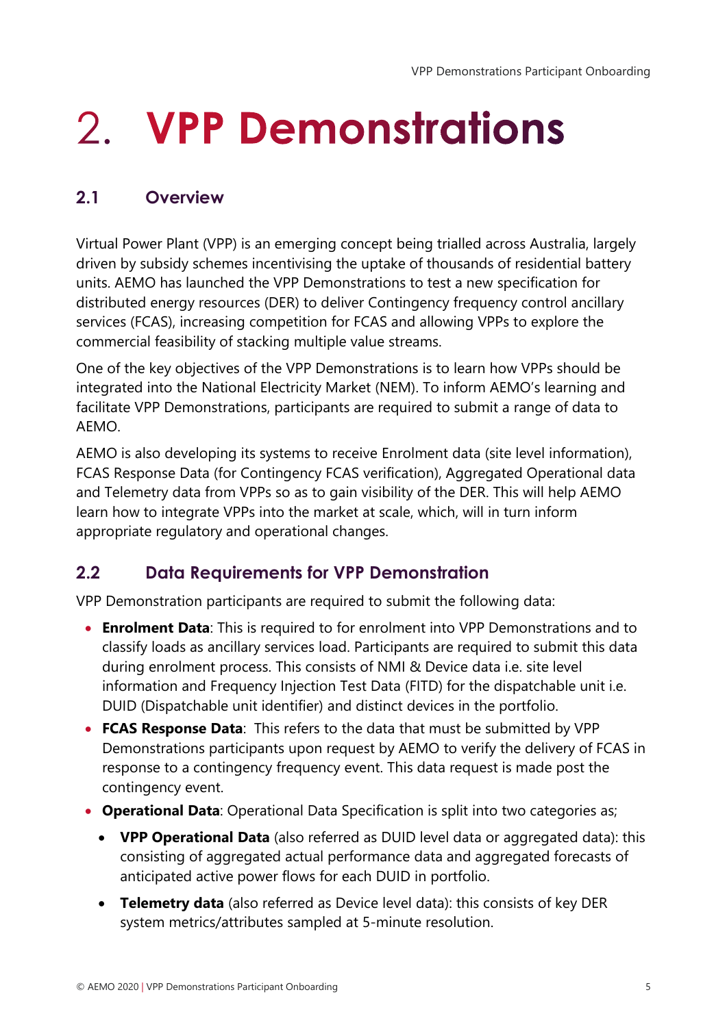# 2. VPP Demonstrations

## 2.1 Overview

Virtual Power Plant (VPP) is an emerging concept being trialled across Australia, largely driven by subsidy schemes incentivising the uptake of thousands of residential battery units. AEMO has launched the VPP Demonstrations to test a new specification for distributed energy resources (DER) to deliver Contingency frequency control ancillary services (FCAS), increasing competition for FCAS and allowing VPPs to explore the commercial feasibility of stacking multiple value streams.

One of the key objectives of the VPP Demonstrations is to learn how VPPs should be integrated into the National Electricity Market (NEM). To inform AEMO's learning and facilitate VPP Demonstrations, participants are required to submit a range of data to AEMO.

AEMO is also developing its systems to receive Enrolment data (site level information), FCAS Response Data (for Contingency FCAS verification), Aggregated Operational data and Telemetry data from VPPs so as to gain visibility of the DER. This will help AEMO learn how to integrate VPPs into the market at scale, which, will in turn inform appropriate regulatory and operational changes.

## 2.2 Data Requirements for VPP Demonstration

VPP Demonstration participants are required to submit the following data:

- **Enrolment Data**: This is required to for enrolment into VPP Demonstrations and to classify loads as ancillary services load. Participants are required to submit this data during enrolment process. This consists of NMI & Device data i.e. site level information and Frequency Injection Test Data (FITD) for the dispatchable unit i.e. DUID (Dispatchable unit identifier) and distinct devices in the portfolio.
- **FCAS Response Data**: This refers to the data that must be submitted by VPP Demonstrations participants upon request by AEMO to verify the delivery of FCAS in response to a contingency frequency event. This data request is made post the contingency event.
- **Operational Data**: Operational Data Specification is split into two categories as;
  - **VPP Operational Data** (also referred as DUID level data or aggregated data): this consisting of aggregated actual performance data and aggregated forecasts of anticipated active power flows for each DUID in portfolio.
  - **Telemetry data** (also referred as Device level data): this consists of key DER system metrics/attributes sampled at 5-minute resolution.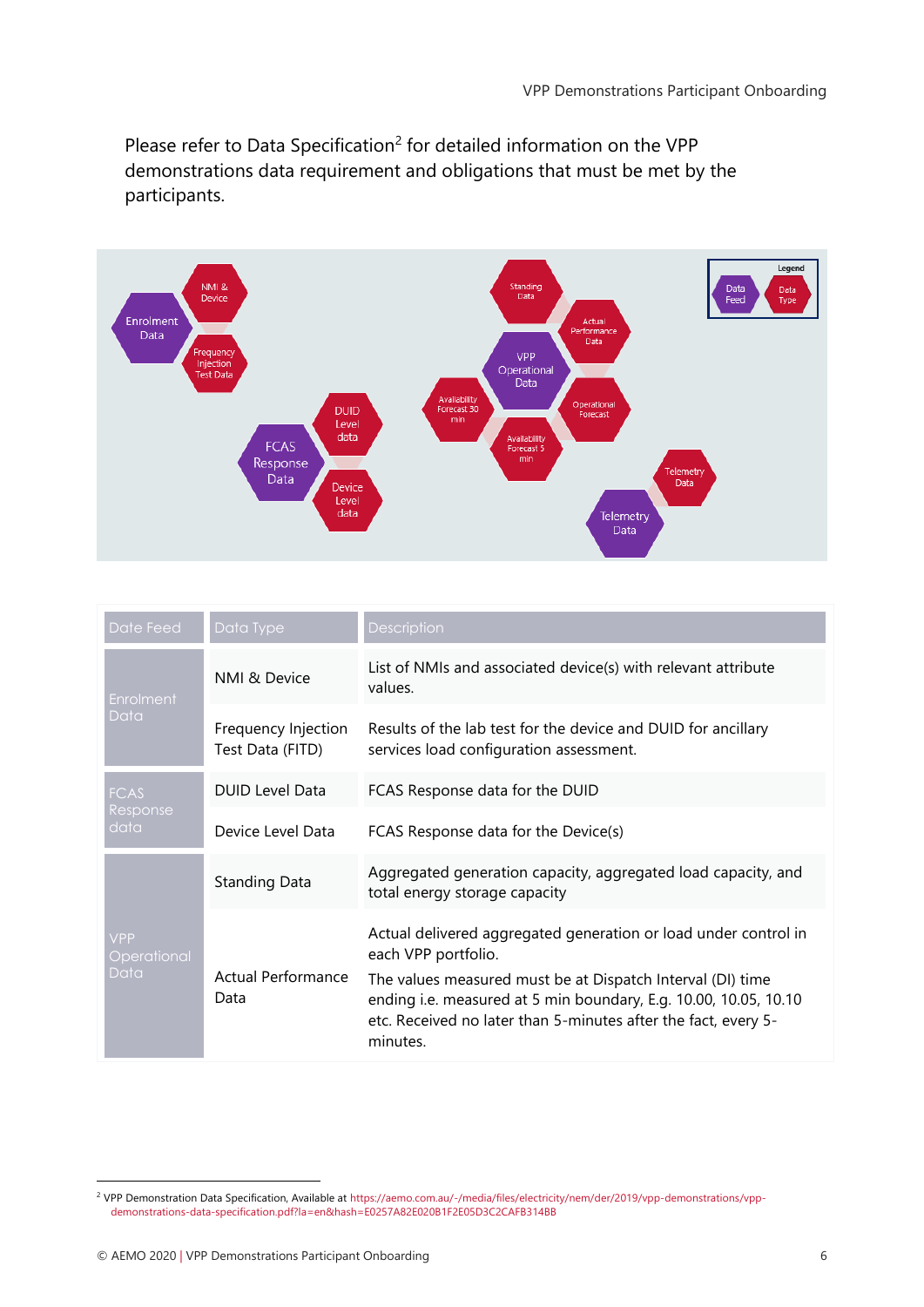Please refer to Data Specification[2] for detailed information on the VPP demonstrations data requirement and obligations that must be met by the participants.

| Date Feed | Data Type | Description |
|---|---|---|
| Enrolment Data | NMI & Device | List of NMIs and associated device(s) with relevant attribute values. |
| | Frequency Injection Test Data (FITD) | Results of the lab test for the device and DUID for ancillary services load configuration assessment. |
| FCAS Response data | DUID Level Data | FCAS Response data for the DUID |
| | Device Level Data | FCAS Response data for the Device(s) |
| VPP Operational Data | Standing Data | Aggregated generation capacity, aggregated load capacity, and total energy storage capacity |
| | Actual Performance Data | Actual delivered aggregated generation or load under control in each VPP portfolio. The values measured must be at Dispatch Interval (DI) time ending i.e. measured at 5 min boundary, E.g. 10.00, 10.05, 10.10 etc. Received no later than 5-minutes after the fact, every 5-minutes. |

[2] VPP Demonstration Data Specification, Available at https://aemo.com.au/-/media/files/electricity/nem/der/2019/vpp-demonstrations/vpp-demonstrations-data-specification.pdf?la=en&hash=E0257A82E020B1F2E05D3C2CAFB314BB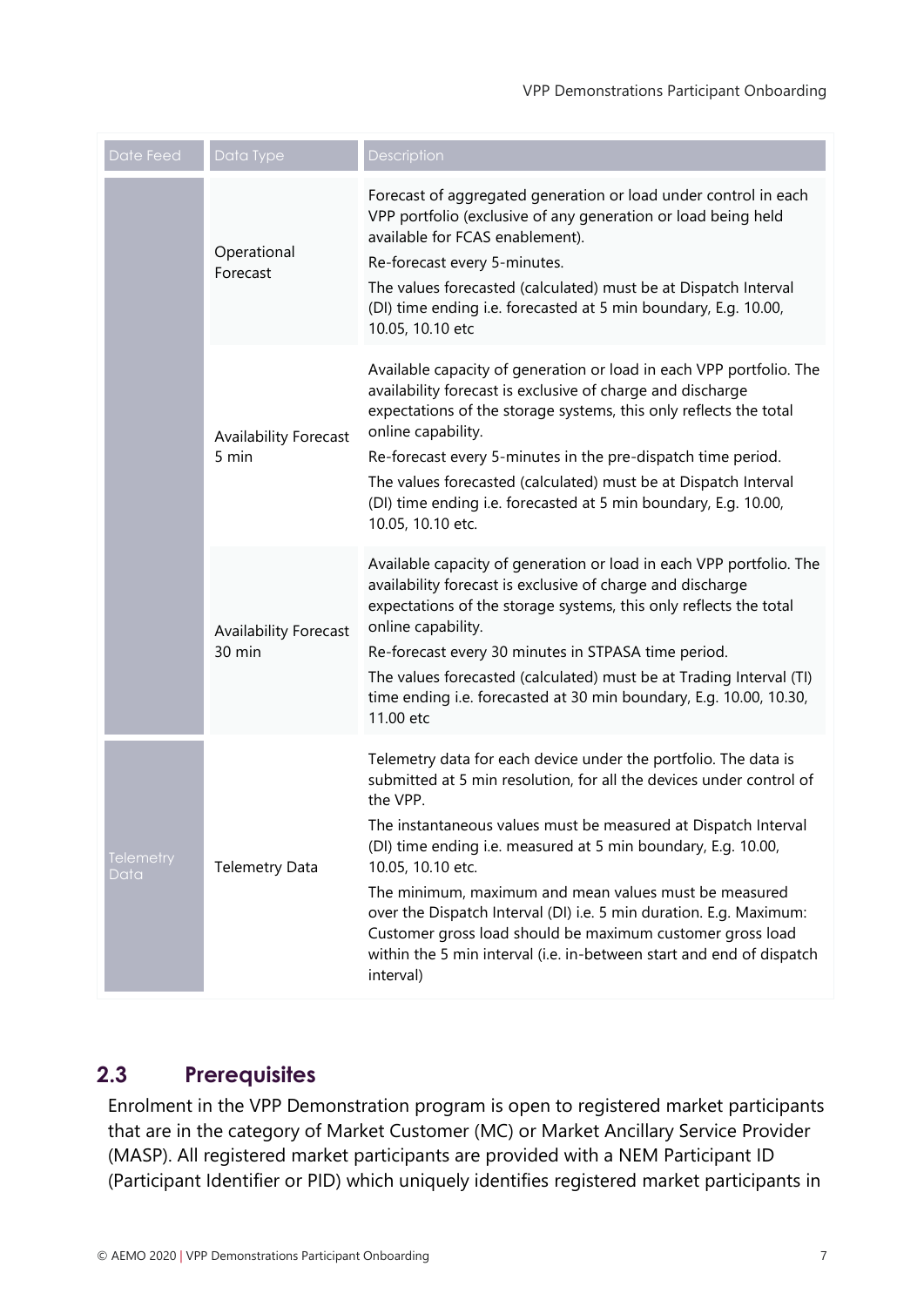| Date Feed | Data Type | Description |
|---|---|---|
| | Operational Forecast | Forecast of aggregated generation or load under control in each VPP portfolio (exclusive of any generation or load being held available for FCAS enablement).<br>Re-forecast every 5-minutes.<br>The values forecasted (calculated) must be at Dispatch Interval (DI) time ending i.e. forecasted at 5 min boundary, E.g. 10.00, 10.05, 10.10 etc |
| | Availability Forecast 5 min | Available capacity of generation or load in each VPP portfolio. The availability forecast is exclusive of charge and discharge expectations of the storage systems, this only reflects the total online capability.<br>Re-forecast every 5-minutes in the pre-dispatch time period.<br>The values forecasted (calculated) must be at Dispatch Interval (DI) time ending i.e. forecasted at 5 min boundary, E.g. 10.00, 10.05, 10.10 etc. |
| | Availability Forecast 30 min | Available capacity of generation or load in each VPP portfolio. The availability forecast is exclusive of charge and discharge expectations of the storage systems, this only reflects the total online capability.<br>Re-forecast every 30 minutes in STPASA time period.<br>The values forecasted (calculated) must be at Trading Interval (TI) time ending i.e. forecasted at 30 min boundary, E.g. 10.00, 10.30, 11.00 etc |
| Telemetry Data | Telemetry Data | Telemetry data for each device under the portfolio. The data is submitted at 5 min resolution, for all the devices under control of the VPP.<br>The instantaneous values must be measured at Dispatch Interval (DI) time ending i.e. measured at 5 min boundary, E.g. 10.00, 10.05, 10.10 etc.<br>The minimum, maximum and mean values must be measured over the Dispatch Interval (DI) i.e. 5 min duration. E.g. Maximum: Customer gross load should be maximum customer gross load within the 5 min interval (i.e. in-between start and end of dispatch interval) |

## 2.3 Prerequisites

Enrolment in the VPP Demonstration program is open to registered market participants that are in the category of Market Customer (MC) or Market Ancillary Service Provider (MASP). All registered market participants are provided with a NEM Participant ID (Participant Identifier or PID) which uniquely identifies registered market participants in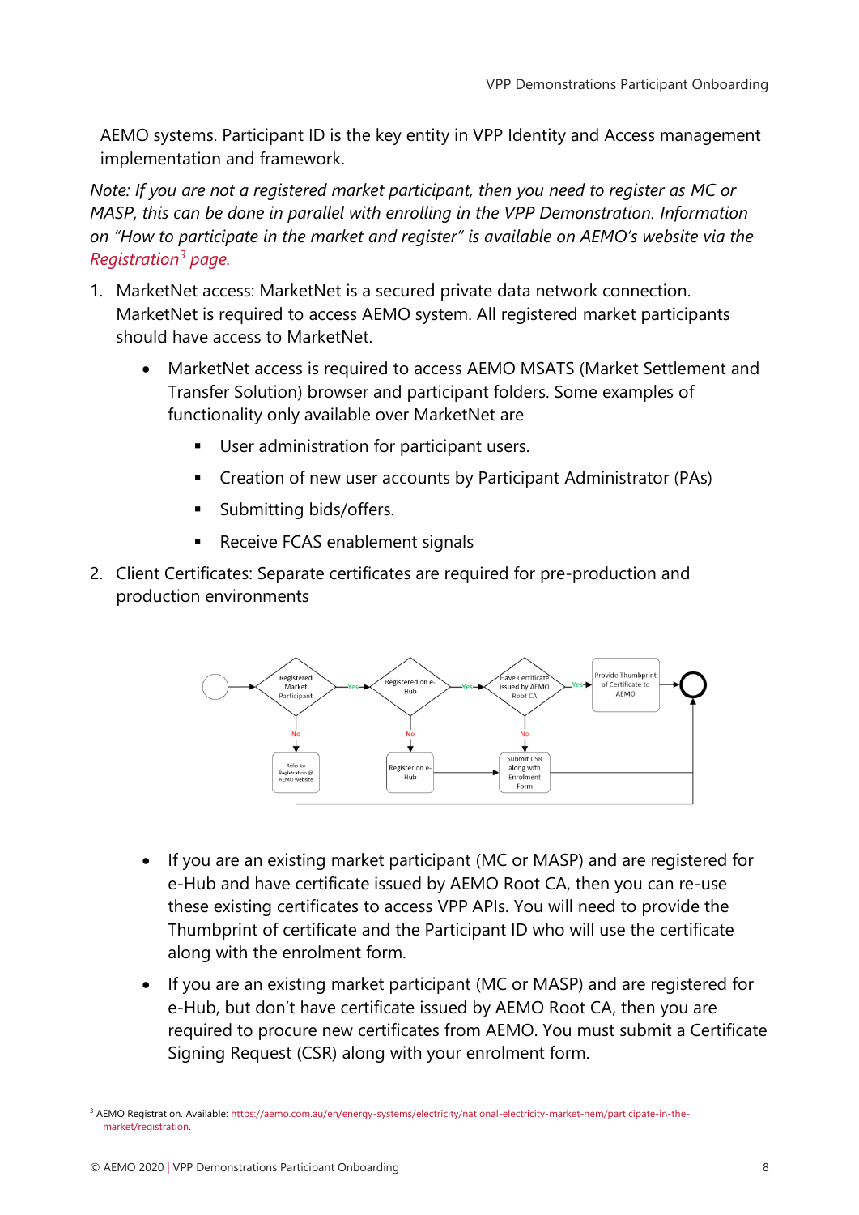AEMO systems. Participant ID is the key entity in VPP Identity and Access management implementation and framework.

*Note: If you are not a registered market participant, then you need to register as MC or MASP, this can be done in parallel with enrolling in the VPP Demonstration. Information on "How to participate in the market and register" is available on AEMO's website via the Registration[3] page.*

1. MarketNet access: MarketNet is a secured private data network connection. MarketNet is required to access AEMO system. All registered market participants should have access to MarketNet.
    - MarketNet access is required to access AEMO MSATS (Market Settlement and Transfer Solution) browser and participant folders. Some examples of functionality only available over MarketNet are
        - User administration for participant users.
        - Creation of new user accounts by Participant Administrator (PAs)
        - Submitting bids/offers.
        - Receive FCAS enablement signals
2. Client Certificates: Separate certificates are required for pre-production and production environments

    - If you are an existing market participant (MC or MASP) and are registered for e-Hub and have certificate issued by AEMO Root CA, then you can re-use these existing certificates to access VPP APIs. You will need to provide the Thumbprint of certificate and the Participant ID who will use the certificate along with the enrolment form.
    - If you are an existing market participant (MC or MASP) and are registered for e-Hub, but don't have certificate issued by AEMO Root CA, then you are required to procure new certificates from AEMO. You must submit a Certificate Signing Request (CSR) along with your enrolment form.

[3] AEMO Registration. Available: https://aemo.com.au/en/energy-systems/electricity/national-electricity-market-nem/participate-in-the-market/registration.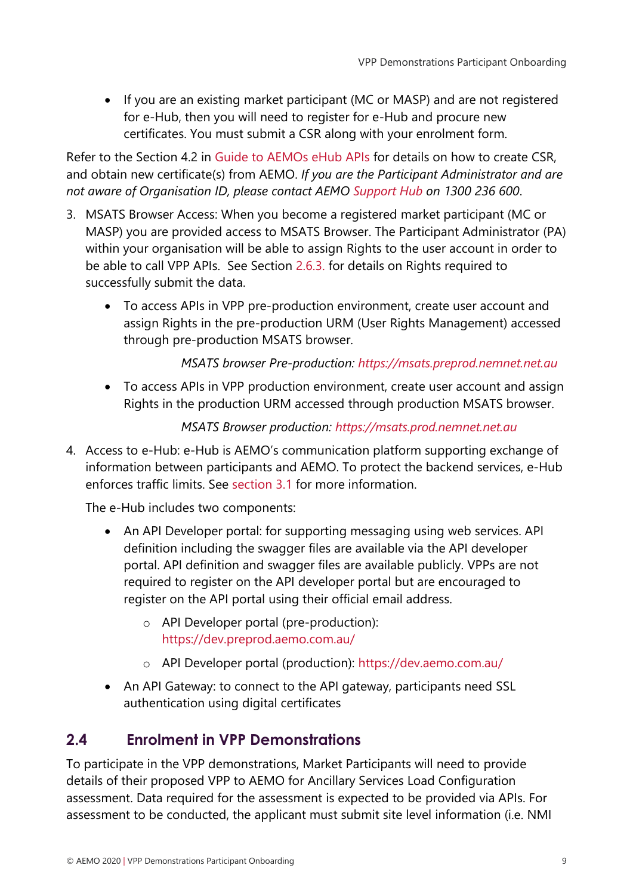- If you are an existing market participant (MC or MASP) and are not registered for e-Hub, then you will need to register for e-Hub and procure new certificates. You must submit a CSR along with your enrolment form.

Refer to the Section 4.2 in Guide to AEMOs eHub APIs for details on how to create CSR, and obtain new certificate(s) from AEMO. *If you are the Participant Administrator and are not aware of Organisation ID, please contact AEMO Support Hub on 1300 236 600.*

3. MSATS Browser Access: When you become a registered market participant (MC or MASP) you are provided access to MSATS Browser. The Participant Administrator (PA) within your organisation will be able to assign Rights to the user account in order to be able to call VPP APIs. See Section 2.6.3. for details on Rights required to successfully submit the data.

    - To access APIs in VPP pre-production environment, create user account and assign Rights in the pre-production URM (User Rights Management) accessed through pre-production MSATS browser.

      *MSATS browser Pre-production: https://msats.preprod.nemnet.net.au*

    - To access APIs in VPP production environment, create user account and assign Rights in the production URM accessed through production MSATS browser.

      *MSATS Browser production: https://msats.prod.nemnet.net.au*

4. Access to e-Hub: e-Hub is AEMO's communication platform supporting exchange of information between participants and AEMO. To protect the backend services, e-Hub enforces traffic limits. See section 3.1 for more information.

   The e-Hub includes two components:

    - An API Developer portal: for supporting messaging using web services. API definition including the swagger files are available via the API developer portal. API definition and swagger files are available publicly. VPPs are not required to register on the API developer portal but are encouraged to register on the API portal using their official email address.
        - API Developer portal (pre-production): https://dev.preprod.aemo.com.au/
        - API Developer portal (production): https://dev.aemo.com.au/
    - An API Gateway: to connect to the API gateway, participants need SSL authentication using digital certificates

## 2.4 Enrolment in VPP Demonstrations

To participate in the VPP demonstrations, Market Participants will need to provide details of their proposed VPP to AEMO for Ancillary Services Load Configuration assessment. Data required for the assessment is expected to be provided via APIs. For assessment to be conducted, the applicant must submit site level information (i.e. NMI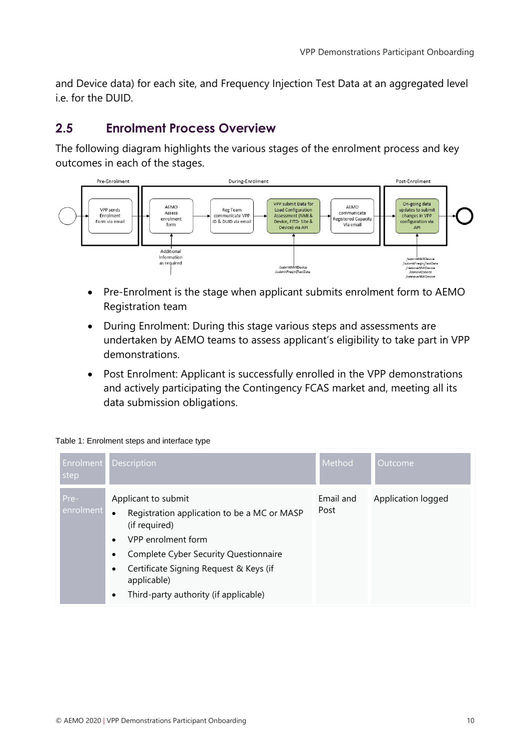and Device data) for each site, and Frequency Injection Test Data at an aggregated level i.e. for the DUID.

## 2.5 Enrolment Process Overview

The following diagram highlights the various stages of the enrolment process and key outcomes in each of the stages.

Pre-Enrolment | During-Enrolment | Post-Enrolment

VPP sends Enrolment Form via email → AEMO Assess enrolment form → Reg Team communicate VPP ID & DUID via email → VPP submit Data for Load Configuration Assessment (NMI & Device, FITD- Site & Device) via API → AEMO communicate Registered Capacity Via email → On-going data updates to submit changes in VPP configuration via API

Additional Information as required

/submitNMIDevice
/submitFreqInjTestData

/submitNMIDevice
/submitFreqInjTestData
/removeNMIDevice
/removeDevice
/retrieveNMIDevice

- Pre-Enrolment is the stage when applicant submits enrolment form to AEMO Registration team
- During Enrolment: During this stage various steps and assessments are undertaken by AEMO teams to assess applicant's eligibility to take part in VPP demonstrations.
- Post Enrolment: Applicant is successfully enrolled in the VPP demonstrations and actively participating the Contingency FCAS market and, meeting all its data submission obligations.

Table 1: Enrolment steps and interface type

| Enrolment step | Description | Method | Outcome |
| --- | --- | --- | --- |
| Pre-enrolment | Applicant to submit<br>• Registration application to be a MC or MASP (if required)<br>• VPP enrolment form<br>• Complete Cyber Security Questionnaire<br>• Certificate Signing Request & Keys (if applicable)<br>• Third-party authority (if applicable) | Email and Post | Application logged |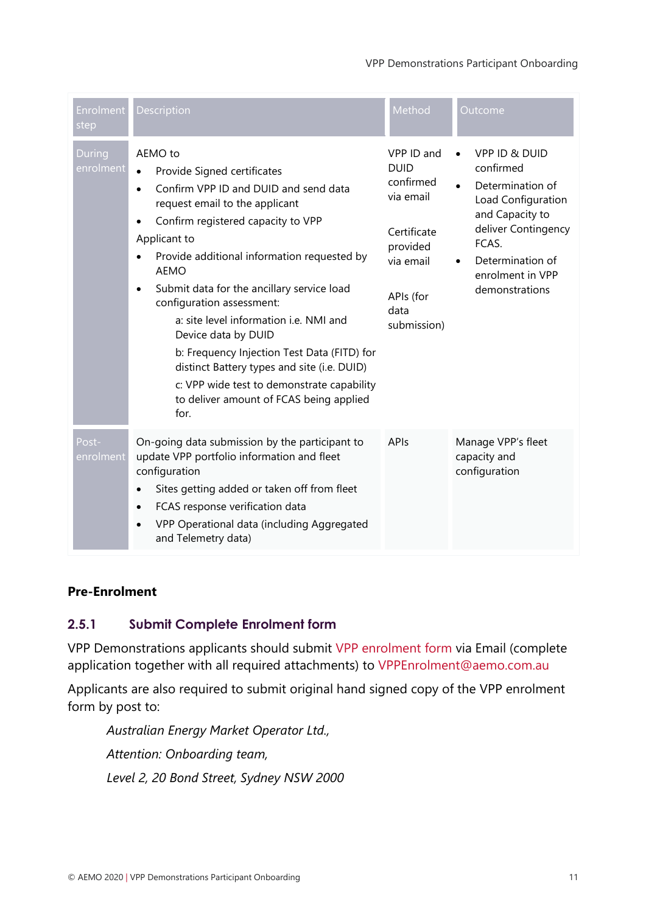| Enrolment step | Description | Method | Outcome |
|---|---|---|---|
| During enrolment | AEMO to<br>• Provide Signed certificates<br>• Confirm VPP ID and DUID and send data request email to the applicant<br>• Confirm registered capacity to VPP<br>Applicant to<br>• Provide additional information requested by AEMO<br>• Submit data for the ancillary service load configuration assessment:<br>a: site level information i.e. NMI and Device data by DUID<br>b: Frequency Injection Test Data (FITD) for distinct Battery types and site (i.e. DUID)<br>c: VPP wide test to demonstrate capability to deliver amount of FCAS being applied for. | VPP ID and DUID confirmed via email<br><br>Certificate provided via email<br><br>APIs (for data submission) | • VPP ID & DUID confirmed<br>• Determination of Load Configuration and Capacity to deliver Contingency FCAS.<br>• Determination of enrolment in VPP demonstrations |
| Post-enrolment | On-going data submission by the participant to update VPP portfolio information and fleet configuration<br>• Sites getting added or taken off from fleet<br>• FCAS response verification data<br>• VPP Operational data (including Aggregated and Telemetry data) | APIs | Manage VPP's fleet capacity and configuration |

**Pre-Enrolment**

### 2.5.1 Submit Complete Enrolment form

VPP Demonstrations applicants should submit VPP enrolment form via Email (complete application together with all required attachments) to VPPEnrolment@aemo.com.au

Applicants are also required to submit original hand signed copy of the VPP enrolment form by post to:

*Australian Energy Market Operator Ltd.,*

*Attention: Onboarding team,*

*Level 2, 20 Bond Street, Sydney NSW 2000*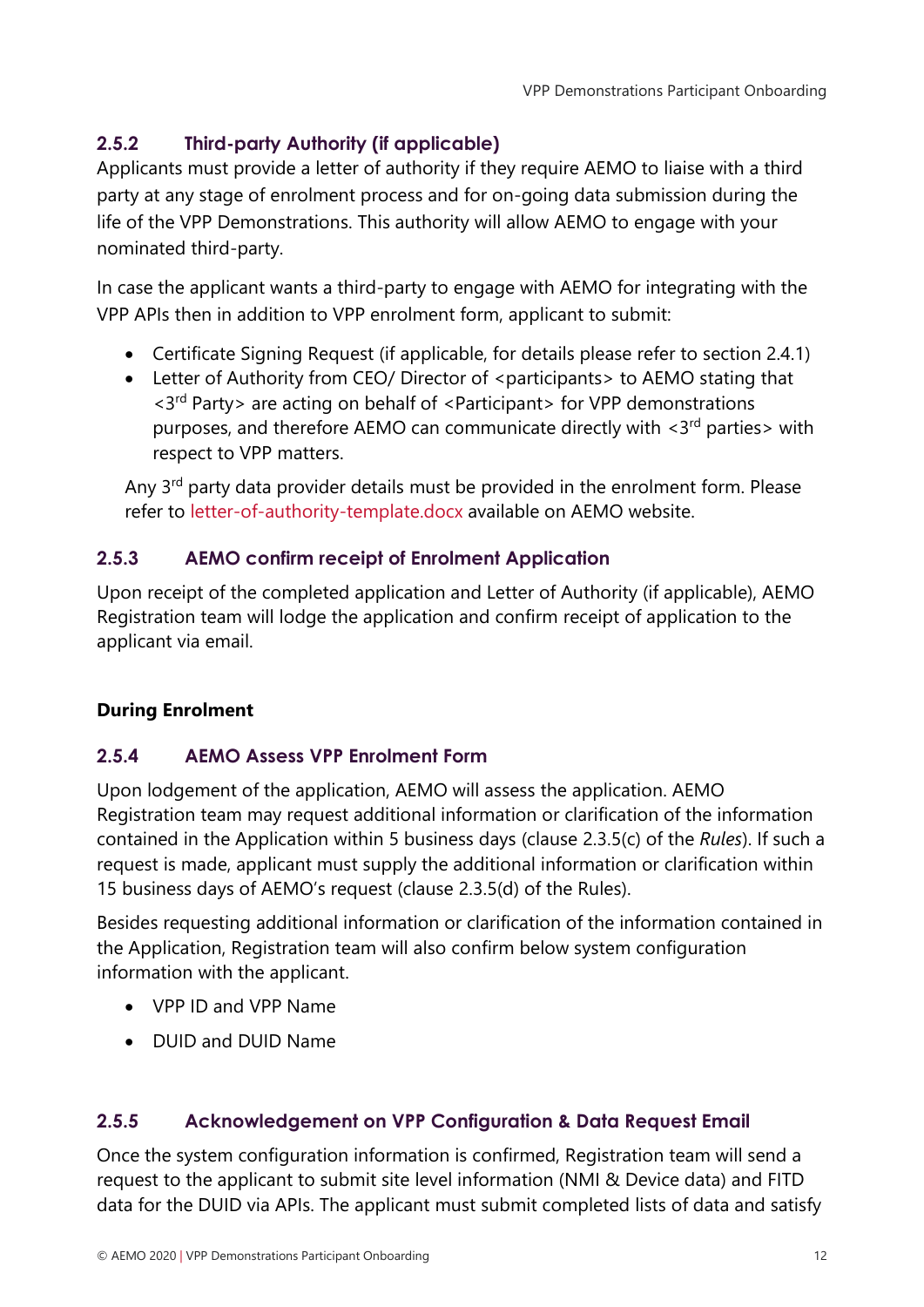### 2.5.2 Third-party Authority (if applicable)

Applicants must provide a letter of authority if they require AEMO to liaise with a third party at any stage of enrolment process and for on-going data submission during the life of the VPP Demonstrations. This authority will allow AEMO to engage with your nominated third-party.

In case the applicant wants a third-party to engage with AEMO for integrating with the VPP APIs then in addition to VPP enrolment form, applicant to submit:

- Certificate Signing Request (if applicable, for details please refer to section 2.4.1)
- Letter of Authority from CEO/ Director of <participants> to AEMO stating that <3rd Party> are acting on behalf of <Participant> for VPP demonstrations purposes, and therefore AEMO can communicate directly with <3rd parties> with respect to VPP matters.

Any 3rd party data provider details must be provided in the enrolment form. Please refer to letter-of-authority-template.docx available on AEMO website.

### 2.5.3 AEMO confirm receipt of Enrolment Application

Upon receipt of the completed application and Letter of Authority (if applicable), AEMO Registration team will lodge the application and confirm receipt of application to the applicant via email.

**During Enrolment**

### 2.5.4 AEMO Assess VPP Enrolment Form

Upon lodgement of the application, AEMO will assess the application. AEMO Registration team may request additional information or clarification of the information contained in the Application within 5 business days (clause 2.3.5(c) of the *Rules*). If such a request is made, applicant must supply the additional information or clarification within 15 business days of AEMO's request (clause 2.3.5(d) of the Rules).

Besides requesting additional information or clarification of the information contained in the Application, Registration team will also confirm below system configuration information with the applicant.

- VPP ID and VPP Name
- DUID and DUID Name

### 2.5.5 Acknowledgement on VPP Configuration & Data Request Email

Once the system configuration information is confirmed, Registration team will send a request to the applicant to submit site level information (NMI & Device data) and FITD data for the DUID via APIs. The applicant must submit completed lists of data and satisfy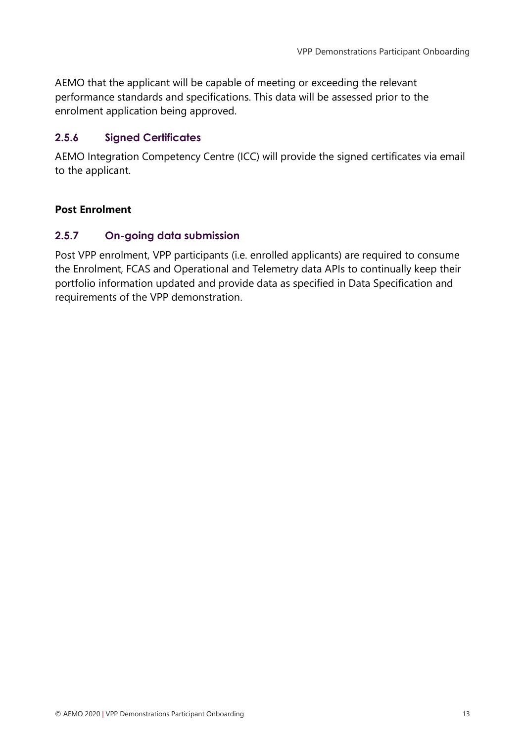AEMO that the applicant will be capable of meeting or exceeding the relevant performance standards and specifications. This data will be assessed prior to the enrolment application being approved.

### 2.5.6 Signed Certificates

AEMO Integration Competency Centre (ICC) will provide the signed certificates via email to the applicant.

**Post Enrolment**

### 2.5.7 On-going data submission

Post VPP enrolment, VPP participants (i.e. enrolled applicants) are required to consume the Enrolment, FCAS and Operational and Telemetry data APIs to continually keep their portfolio information updated and provide data as specified in Data Specification and requirements of the VPP demonstration.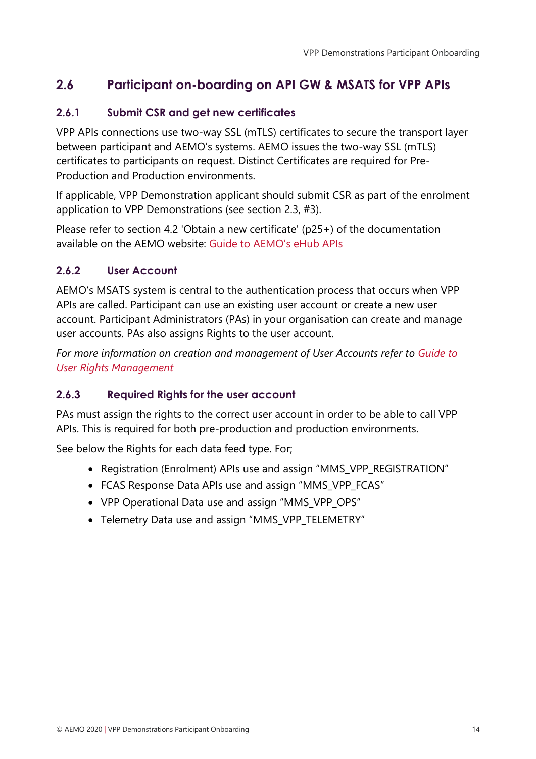## 2.6 Participant on-boarding on API GW & MSATS for VPP APIs

### 2.6.1 Submit CSR and get new certificates

VPP APIs connections use two-way SSL (mTLS) certificates to secure the transport layer between participant and AEMO's systems. AEMO issues the two-way SSL (mTLS) certificates to participants on request. Distinct Certificates are required for Pre-Production and Production environments.

If applicable, VPP Demonstration applicant should submit CSR as part of the enrolment application to VPP Demonstrations (see section 2.3, #3).

Please refer to section 4.2 'Obtain a new certificate' (p25+) of the documentation available on the AEMO website: Guide to AEMO's eHub APIs

### 2.6.2 User Account

AEMO's MSATS system is central to the authentication process that occurs when VPP APIs are called. Participant can use an existing user account or create a new user account. Participant Administrators (PAs) in your organisation can create and manage user accounts. PAs also assigns Rights to the user account.

*For more information on creation and management of User Accounts refer to Guide to User Rights Management*

### 2.6.3 Required Rights for the user account

PAs must assign the rights to the correct user account in order to be able to call VPP APIs. This is required for both pre-production and production environments.

See below the Rights for each data feed type. For;

- Registration (Enrolment) APIs use and assign "MMS_VPP_REGISTRATION"
- FCAS Response Data APIs use and assign "MMS_VPP_FCAS"
- VPP Operational Data use and assign "MMS_VPP_OPS"
- Telemetry Data use and assign "MMS_VPP_TELEMETRY"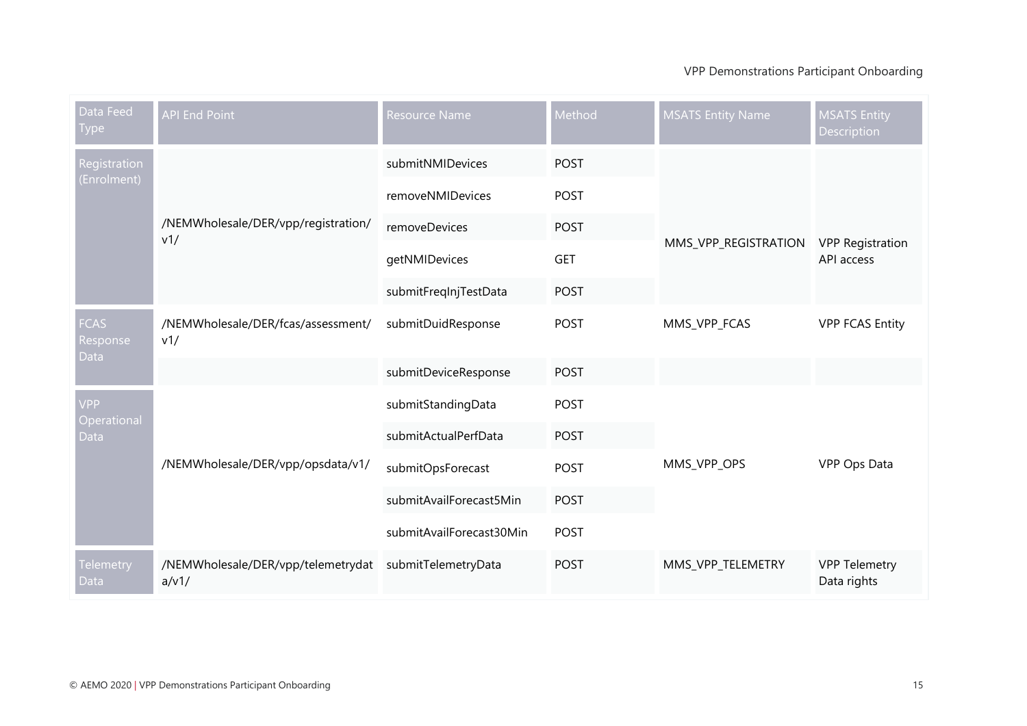| Data Feed Type | API End Point | Resource Name | Method | MSATS Entity Name | MSATS Entity Description |
|---|---|---|---|---|---|
| Registration (Enrolment) | /NEMWholesale/DER/vpp/registration/v1/ | submitNMIDevices | POST | MMS_VPP_REGISTRATION | VPP Registration API access |
| | | removeNMIDevices | POST | | |
| | | removeDevices | POST | | |
| | | getNMIDevices | GET | | |
| | | submitFreqInjTestData | POST | | |
| FCAS Response Data | /NEMWholesale/DER/fcas/assessment/v1/ | submitDuidResponse | POST | MMS_VPP_FCAS | VPP FCAS Entity |
| | | submitDeviceResponse | POST | | |
| VPP Operational Data | /NEMWholesale/DER/vpp/opsdata/v1/ | submitStandingData | POST | MMS_VPP_OPS | VPP Ops Data |
| | | submitActualPerfData | POST | | |
| | | submitOpsForecast | POST | | |
| | | submitAvailForecast5Min | POST | | |
| | | submitAvailForecast30Min | POST | | |
| Telemetry Data | /NEMWholesale/DER/vpp/telemetrydata/v1/ | submitTelemetryData | POST | MMS_VPP_TELEMETRY | VPP Telemetry Data rights |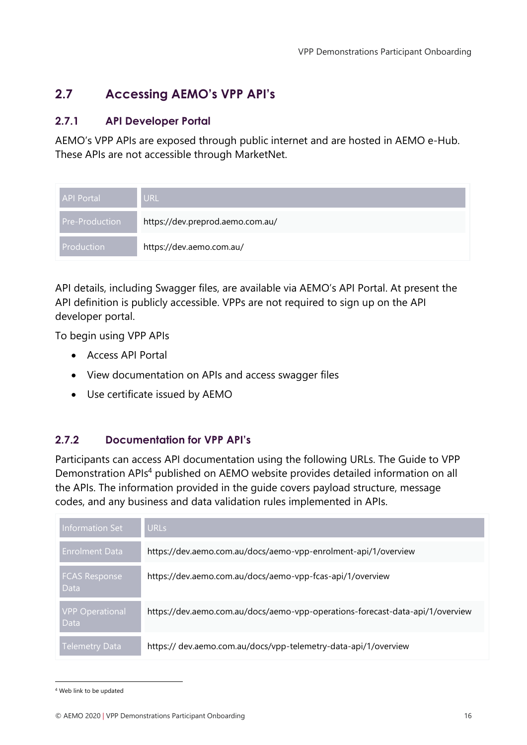## 2.7 Accessing AEMO's VPP API's

### 2.7.1 API Developer Portal

AEMO's VPP APIs are exposed through public internet and are hosted in AEMO e-Hub. These APIs are not accessible through MarketNet.

| API Portal | URL |
|---|---|
| Pre-Production | https://dev.preprod.aemo.com.au/ |
| Production | https://dev.aemo.com.au/ |

API details, including Swagger files, are available via AEMO's API Portal. At present the API definition is publicly accessible. VPPs are not required to sign up on the API developer portal.

To begin using VPP APIs

- Access API Portal
- View documentation on APIs and access swagger files
- Use certificate issued by AEMO

### 2.7.2 Documentation for VPP API's

Participants can access API documentation using the following URLs. The Guide to VPP Demonstration APIs[4] published on AEMO website provides detailed information on all the APIs. The information provided in the guide covers payload structure, message codes, and any business and data validation rules implemented in APIs.

| Information Set | URLs |
|---|---|
| Enrolment Data | https://dev.aemo.com.au/docs/aemo-vpp-enrolment-api/1/overview |
| FCAS Response Data | https://dev.aemo.com.au/docs/aemo-vpp-fcas-api/1/overview |
| VPP Operational Data | https://dev.aemo.com.au/docs/aemo-vpp-operations-forecast-data-api/1/overview |
| Telemetry Data | https:// dev.aemo.com.au/docs/vpp-telemetry-data-api/1/overview |

[4] Web link to be updated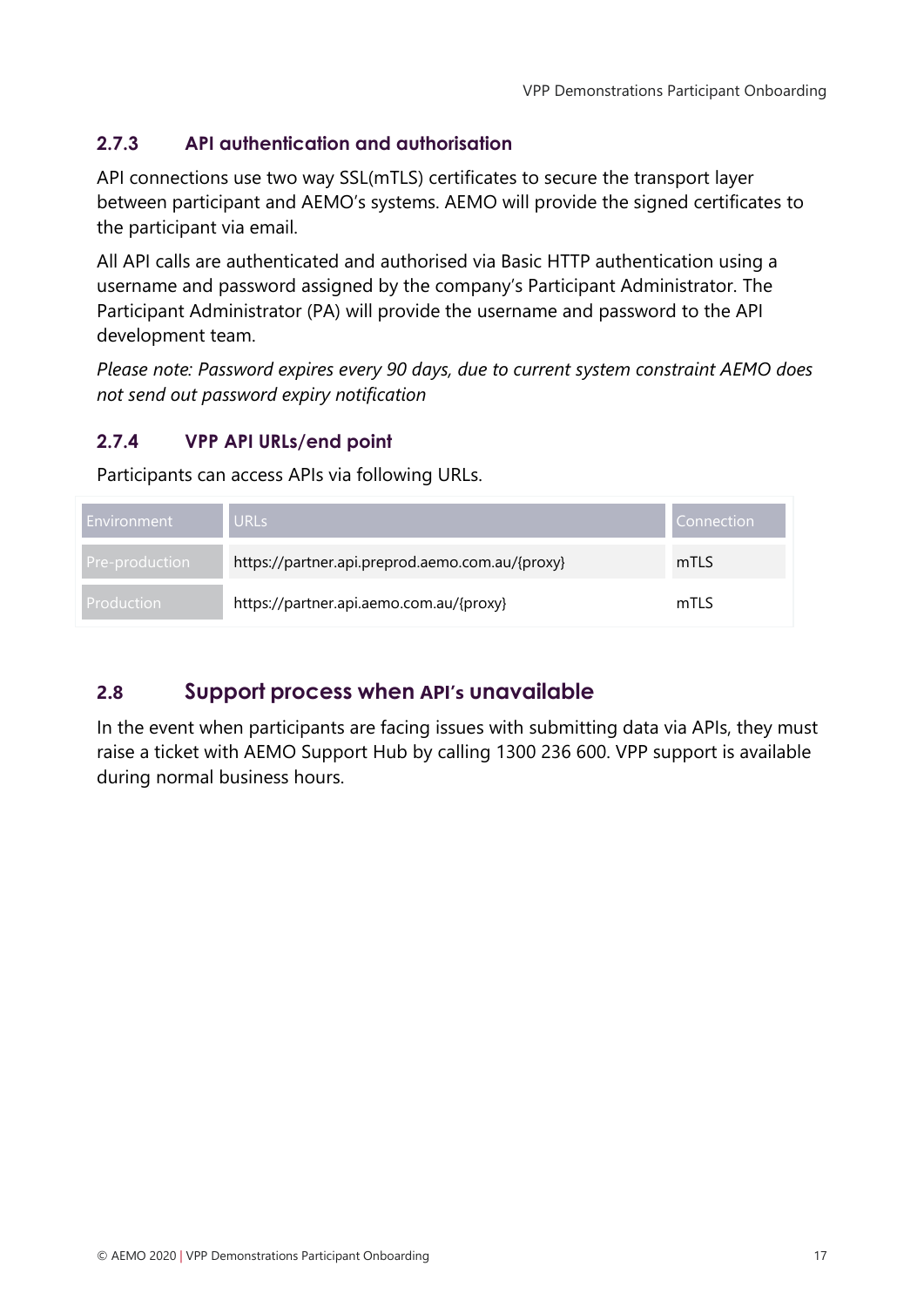### 2.7.3 API authentication and authorisation

API connections use two way SSL(mTLS) certificates to secure the transport layer between participant and AEMO's systems. AEMO will provide the signed certificates to the participant via email.

All API calls are authenticated and authorised via Basic HTTP authentication using a username and password assigned by the company's Participant Administrator. The Participant Administrator (PA) will provide the username and password to the API development team.

*Please note: Password expires every 90 days, due to current system constraint AEMO does not send out password expiry notification*

### 2.7.4 VPP API URLs/end point

Participants can access APIs via following URLs.

| Environment | URLs | Connection |
|---|---|---|
| Pre-production | https://partner.api.preprod.aemo.com.au/{proxy} | mTLS |
| Production | https://partner.api.aemo.com.au/{proxy} | mTLS |

## 2.8 Support process when API's unavailable

In the event when participants are facing issues with submitting data via APIs, they must raise a ticket with AEMO Support Hub by calling 1300 236 600. VPP support is available during normal business hours.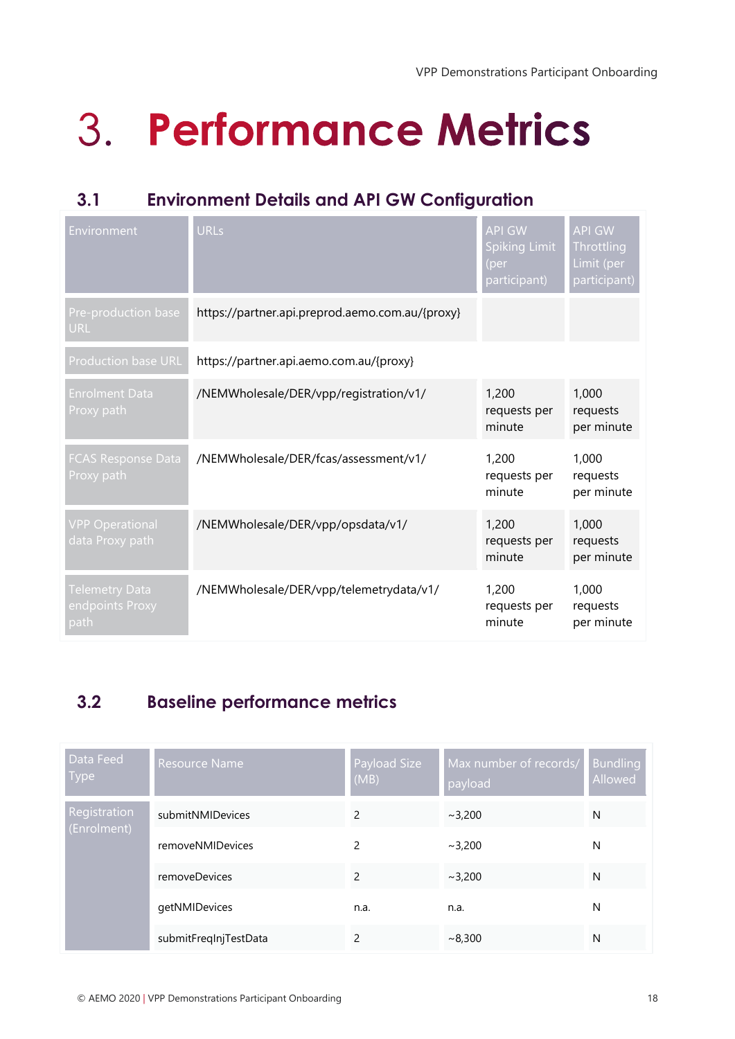# 3. Performance Metrics

## 3.1 Environment Details and API GW Configuration

| Environment | URLs | API GW Spiking Limit (per participant) | API GW Throttling Limit (per participant) |
|---|---|---|---|
| Pre-production base URL | https://partner.api.preprod.aemo.com.au/{proxy} | | |
| Production base URL | https://partner.api.aemo.com.au/{proxy} | | |
| Enrolment Data Proxy path | /NEMWholesale/DER/vpp/registration/v1/ | 1,200 requests per minute | 1,000 requests per minute |
| FCAS Response Data Proxy path | /NEMWholesale/DER/fcas/assessment/v1/ | 1,200 requests per minute | 1,000 requests per minute |
| VPP Operational data Proxy path | /NEMWholesale/DER/vpp/opsdata/v1/ | 1,200 requests per minute | 1,000 requests per minute |
| Telemetry Data endpoints Proxy path | /NEMWholesale/DER/vpp/telemetrydata/v1/ | 1,200 requests per minute | 1,000 requests per minute |

## 3.2 Baseline performance metrics

| Data Feed Type | Resource Name | Payload Size (MB) | Max number of records/ payload | Bundling Allowed |
|---|---|---|---|---|
| Registration (Enrolment) | submitNMIDevices | 2 | ~3,200 | N |
| | removeNMIDevices | 2 | ~3,200 | N |
| | removeDevices | 2 | ~3,200 | N |
| | getNMIDevices | n.a. | n.a. | N |
| | submitFreqInjTestData | 2 | ~8,300 | N |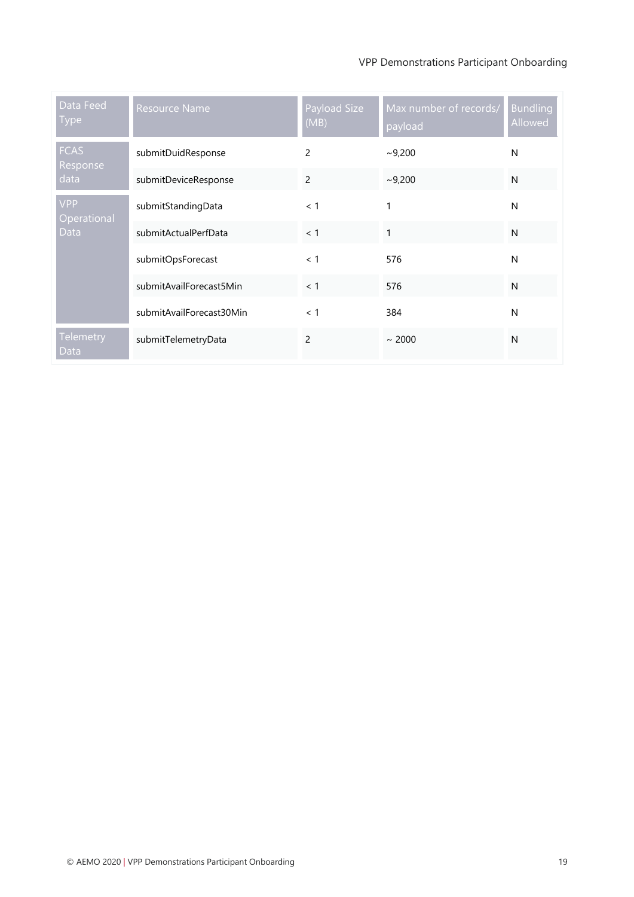| Data Feed Type | Resource Name | Payload Size (MB) | Max number of records/ payload | Bundling Allowed |
|---|---|---|---|---|
| FCAS Response data | submitDuidResponse | 2 | ~9,200 | N |
| | submitDeviceResponse | 2 | ~9,200 | N |
| VPP Operational Data | submitStandingData | < 1 | 1 | N |
| | submitActualPerfData | < 1 | 1 | N |
| | submitOpsForecast | < 1 | 576 | N |
| | submitAvailForecast5Min | < 1 | 576 | N |
| | submitAvailForecast30Min | < 1 | 384 | N |
| Telemetry Data | submitTelemetryData | 2 | ~ 2000 | N |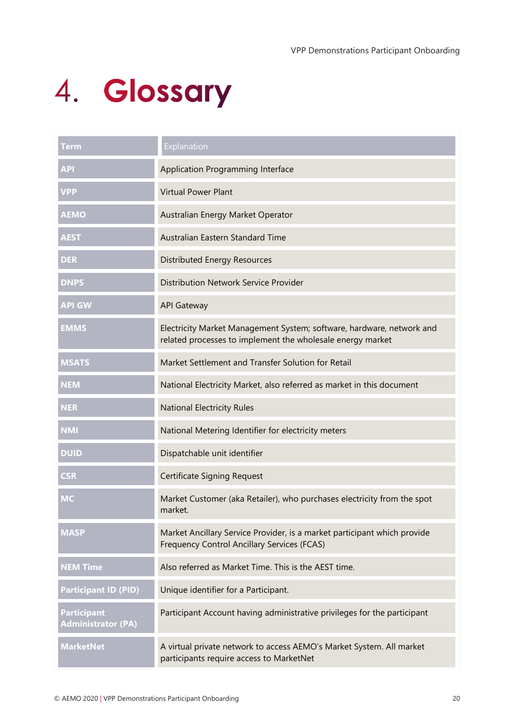# 4. Glossary

| Term | Explanation |
| --- | --- |
| API | Application Programming Interface |
| VPP | Virtual Power Plant |
| AEMO | Australian Energy Market Operator |
| AEST | Australian Eastern Standard Time |
| DER | Distributed Energy Resources |
| DNPS | Distribution Network Service Provider |
| API GW | API Gateway |
| EMMS | Electricity Market Management System; software, hardware, network and related processes to implement the wholesale energy market |
| MSATS | Market Settlement and Transfer Solution for Retail |
| NEM | National Electricity Market, also referred as market in this document |
| NER | National Electricity Rules |
| NMI | National Metering Identifier for electricity meters |
| DUID | Dispatchable unit identifier |
| CSR | Certificate Signing Request |
| MC | Market Customer (aka Retailer), who purchases electricity from the spot market. |
| MASP | Market Ancillary Service Provider, is a market participant which provide Frequency Control Ancillary Services (FCAS) |
| NEM Time | Also referred as Market Time. This is the AEST time. |
| Participant ID (PID) | Unique identifier for a Participant. |
| Participant Administrator (PA) | Participant Account having administrative privileges for the participant |
| MarketNet | A virtual private network to access AEMO's Market System. All market participants require access to MarketNet |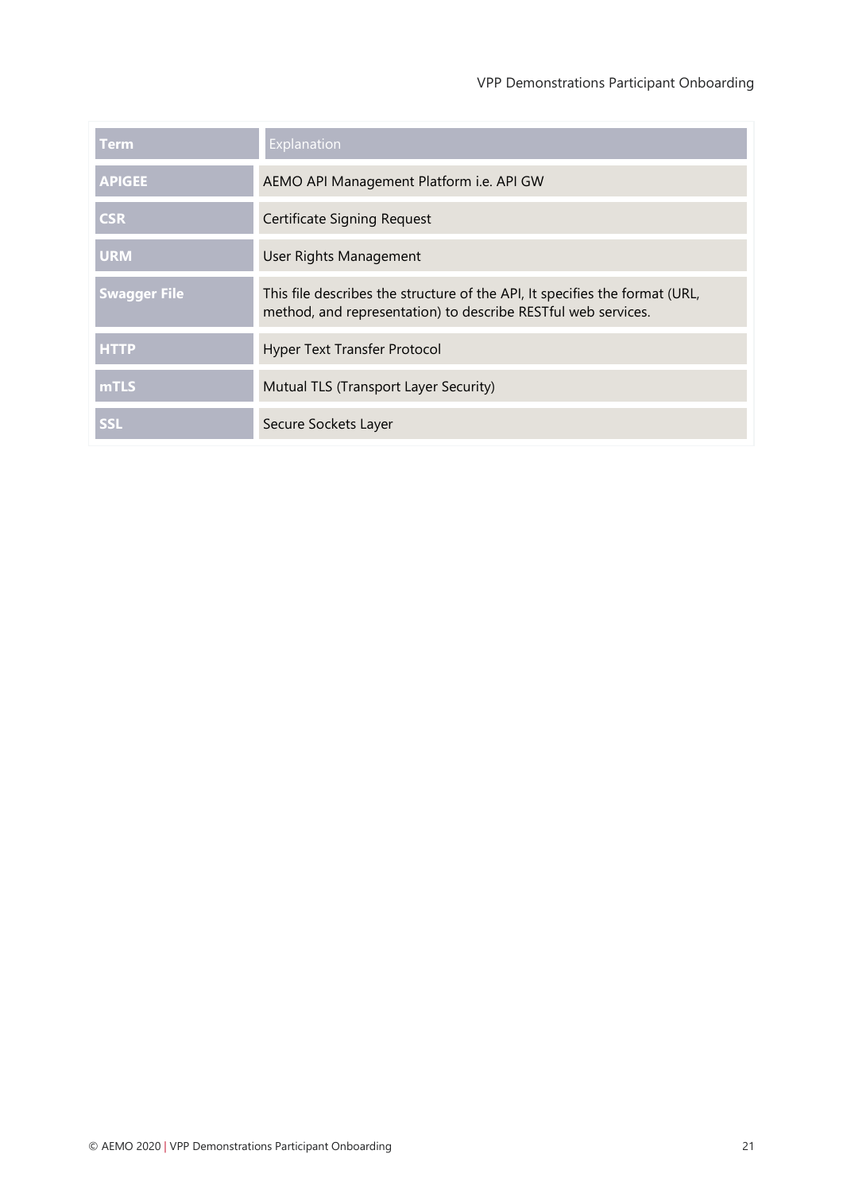| Term | Explanation |
| --- | --- |
| **APIGEE** | AEMO API Management Platform i.e. API GW |
| **CSR** | Certificate Signing Request |
| **URM** | User Rights Management |
| **Swagger File** | This file describes the structure of the API, It specifies the format (URL, method, and representation) to describe RESTful web services. |
| **HTTP** | Hyper Text Transfer Protocol |
| **mTLS** | Mutual TLS (Transport Layer Security) |
| **SSL** | Secure Sockets Layer |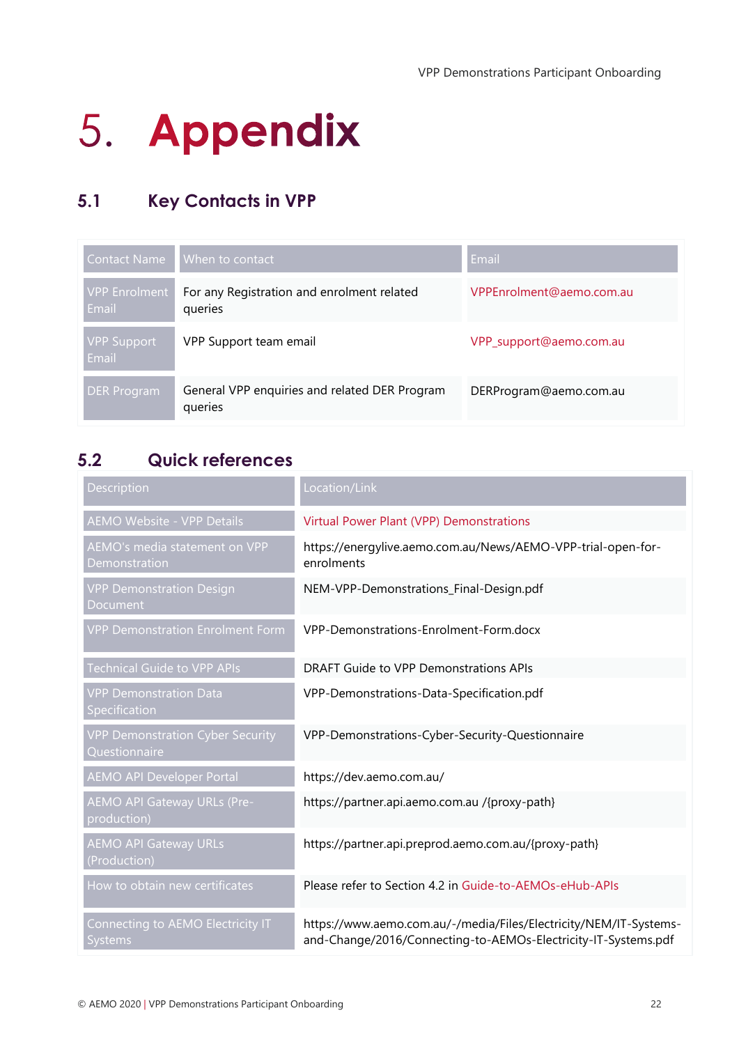# 5. Appendix

## 5.1 Key Contacts in VPP

| Contact Name | When to contact | Email |
| --- | --- | --- |
| VPP Enrolment Email | For any Registration and enrolment related queries | VPPEnrolment@aemo.com.au |
| VPP Support Email | VPP Support team email | VPP_support@aemo.com.au |
| DER Program | General VPP enquiries and related DER Program queries | DERProgram@aemo.com.au |

## 5.2 Quick references

| Description | Location/Link |
| --- | --- |
| AEMO Website - VPP Details | Virtual Power Plant (VPP) Demonstrations |
| AEMO's media statement on VPP Demonstration | https://energylive.aemo.com.au/News/AEMO-VPP-trial-open-for-enrolments |
| VPP Demonstration Design Document | NEM-VPP-Demonstrations_Final-Design.pdf |
| VPP Demonstration Enrolment Form | VPP-Demonstrations-Enrolment-Form.docx |
| Technical Guide to VPP APIs | DRAFT Guide to VPP Demonstrations APIs |
| VPP Demonstration Data Specification | VPP-Demonstrations-Data-Specification.pdf |
| VPP Demonstration Cyber Security Questionnaire | VPP-Demonstrations-Cyber-Security-Questionnaire |
| AEMO API Developer Portal | https://dev.aemo.com.au/ |
| AEMO API Gateway URLs (Pre-production) | https://partner.api.aemo.com.au /{proxy-path} |
| AEMO API Gateway URLs (Production) | https://partner.api.preprod.aemo.com.au/{proxy-path} |
| How to obtain new certificates | Please refer to Section 4.2 in Guide-to-AEMOs-eHub-APIs |
| Connecting to AEMO Electricity IT Systems | https://www.aemo.com.au/-/media/Files/Electricity/NEM/IT-Systems-and-Change/2016/Connecting-to-AEMOs-Electricity-IT-Systems.pdf |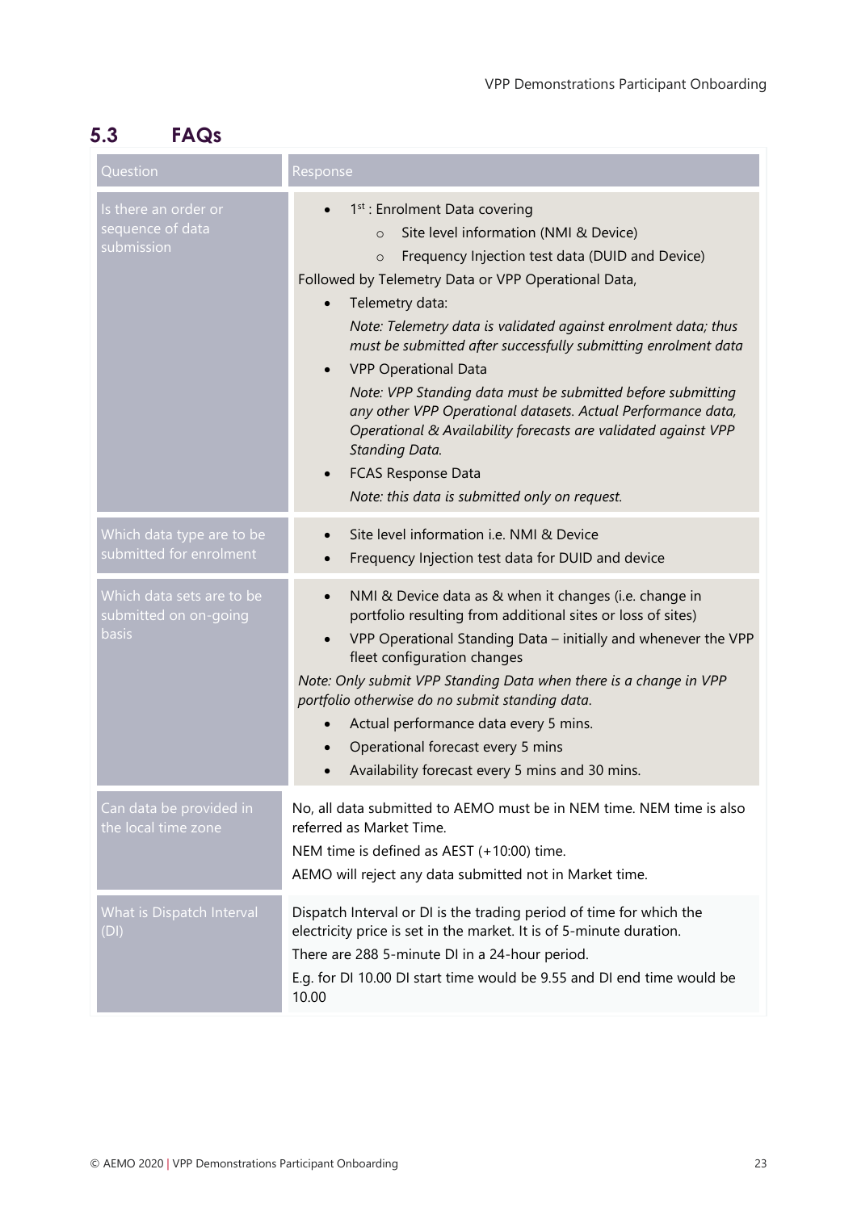## 5.3 FAQs

| Question | Response |
| --- | --- |
| Is there an order or sequence of data submission | • 1st : Enrolment Data covering<br>  ◦ Site level information (NMI & Device)<br>  ◦ Frequency Injection test data (DUID and Device)<br>Followed by Telemetry Data or VPP Operational Data,<br>• Telemetry data:<br>  *Note: Telemetry data is validated against enrolment data; thus must be submitted after successfully submitting enrolment data*<br>• VPP Operational Data<br>  *Note: VPP Standing data must be submitted before submitting any other VPP Operational datasets. Actual Performance data, Operational & Availability forecasts are validated against VPP Standing Data.*<br>• FCAS Response Data<br>  *Note: this data is submitted only on request.* |
| Which data type are to be submitted for enrolment | • Site level information i.e. NMI & Device<br>• Frequency Injection test data for DUID and device |
| Which data sets are to be submitted on on-going basis | • NMI & Device data as & when it changes (i.e. change in portfolio resulting from additional sites or loss of sites)<br>• VPP Operational Standing Data – initially and whenever the VPP fleet configuration changes<br>*Note: Only submit VPP Standing Data when there is a change in VPP portfolio otherwise do no submit standing data.*<br>• Actual performance data every 5 mins.<br>• Operational forecast every 5 mins<br>• Availability forecast every 5 mins and 30 mins. |
| Can data be provided in the local time zone | No, all data submitted to AEMO must be in NEM time. NEM time is also referred as Market Time.<br>NEM time is defined as AEST (+10:00) time.<br>AEMO will reject any data submitted not in Market time. |
| What is Dispatch Interval (DI) | Dispatch Interval or DI is the trading period of time for which the electricity price is set in the market. It is of 5-minute duration.<br>There are 288 5-minute DI in a 24-hour period.<br>E.g. for DI 10.00 DI start time would be 9.55 and DI end time would be 10.00 |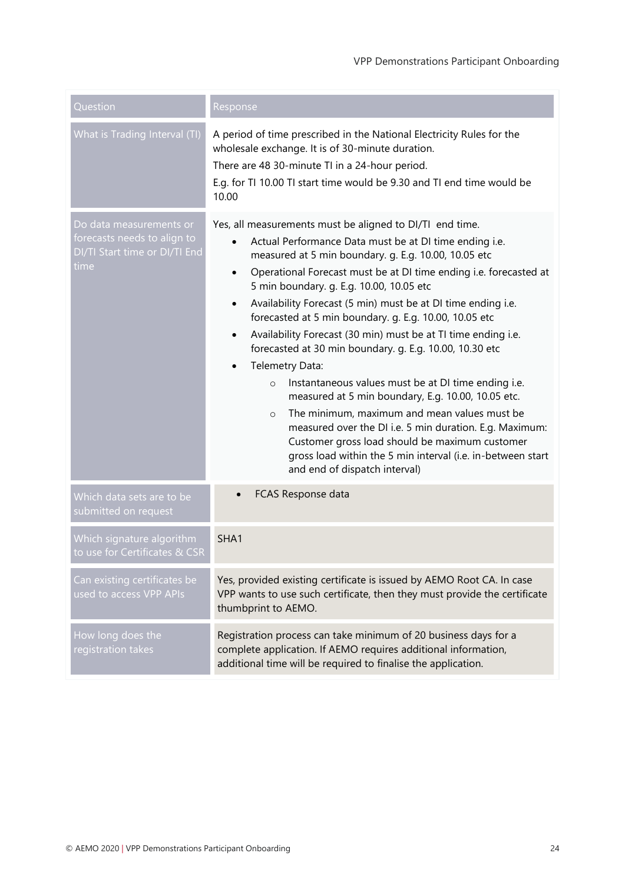| Question | Response |
|---|---|
| What is Trading Interval (TI) | A period of time prescribed in the National Electricity Rules for the wholesale exchange. It is of 30-minute duration.<br>There are 48 30-minute TI in a 24-hour period.<br>E.g. for TI 10.00 TI start time would be 9.30 and TI end time would be 10.00 |
| Do data measurements or forecasts needs to align to DI/TI Start time or DI/TI End time | Yes, all measurements must be aligned to DI/TI end time.<br>• Actual Performance Data must be at DI time ending i.e. measured at 5 min boundary. g. E.g. 10.00, 10.05 etc<br>• Operational Forecast must be at DI time ending i.e. forecasted at 5 min boundary. g. E.g. 10.00, 10.05 etc<br>• Availability Forecast (5 min) must be at DI time ending i.e. forecasted at 5 min boundary. g. E.g. 10.00, 10.05 etc<br>• Availability Forecast (30 min) must be at TI time ending i.e. forecasted at 30 min boundary. g. E.g. 10.00, 10.30 etc<br>• Telemetry Data:<br>&nbsp;&nbsp;○ Instantaneous values must be at DI time ending i.e. measured at 5 min boundary, E.g. 10.00, 10.05 etc.<br>&nbsp;&nbsp;○ The minimum, maximum and mean values must be measured over the DI i.e. 5 min duration. E.g. Maximum: Customer gross load should be maximum customer gross load within the 5 min interval (i.e. in-between start and end of dispatch interval) |
| Which data sets are to be submitted on request | • FCAS Response data |
| Which signature algorithm to use for Certificates & CSR | SHA1 |
| Can existing certificates be used to access VPP APIs | Yes, provided existing certificate is issued by AEMO Root CA. In case VPP wants to use such certificate, then they must provide the certificate thumbprint to AEMO. |
| How long does the registration takes | Registration process can take minimum of 20 business days for a complete application. If AEMO requires additional information, additional time will be required to finalise the application. |